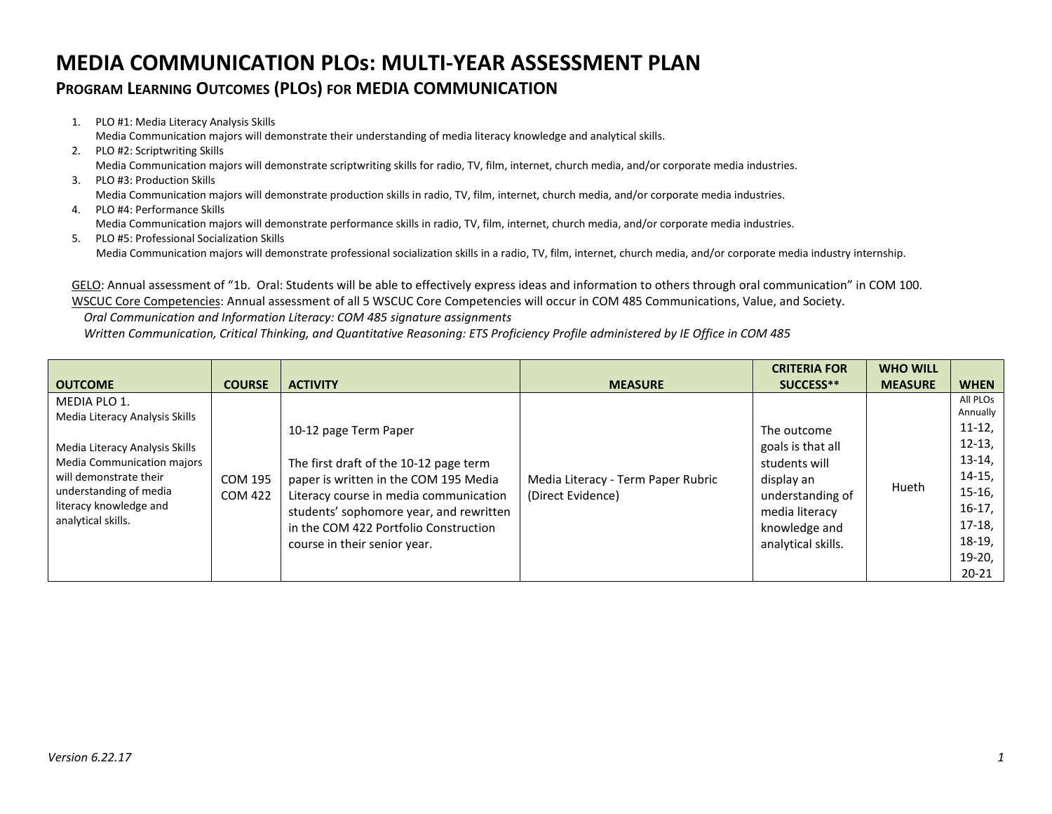# MEDIA COMMUNICATION PLOs: MULTI-YEAR ASSESSMENT PLAN

## PROGRAM LEARNING OUTCOMES (PLOs) FOR MEDIA COMMUNICATION

1. PLO #1: Media Literacy Analysis Skills
   Media Communication majors will demonstrate their understanding of media literacy knowledge and analytical skills.
2. PLO #2: Scriptwriting Skills
   Media Communication majors will demonstrate scriptwriting skills for radio, TV, film, internet, church media, and/or corporate media industries.
3. PLO #3: Production Skills
   Media Communication majors will demonstrate production skills in radio, TV, film, internet, church media, and/or corporate media industries.
4. PLO #4: Performance Skills
   Media Communication majors will demonstrate performance skills in radio, TV, film, internet, church media, and/or corporate media industries.
5. PLO #5: Professional Socialization Skills
   Media Communication majors will demonstrate professional socialization skills in a radio, TV, film, internet, church media, and/or corporate media industry internship.

GELO: Annual assessment of "1b. Oral: Students will be able to effectively express ideas and information to others through oral communication" in COM 100.

WSCUC Core Competencies: Annual assessment of all 5 WSCUC Core Competencies will occur in COM 485 Communications, Value, and Society.

*Oral Communication and Information Literacy: COM 485 signature assignments*

*Written Communication, Critical Thinking, and Quantitative Reasoning: ETS Proficiency Profile administered by IE Office in COM 485*

| OUTCOME | COURSE | ACTIVITY | MEASURE | CRITERIA FOR SUCCESS** | WHO WILL MEASURE | WHEN |
|---|---|---|---|---|---|---|
| MEDIA PLO 1.<br>Media Literacy Analysis Skills<br><br>Media Literacy Analysis Skills Media Communication majors will demonstrate their understanding of media literacy knowledge and analytical skills. | COM 195<br>COM 422 | 10-12 page Term Paper<br><br>The first draft of the 10-12 page term paper is written in the COM 195 Media Literacy course in media communication students' sophomore year, and rewritten in the COM 422 Portfolio Construction course in their senior year. | Media Literacy - Term Paper Rubric (Direct Evidence) | The outcome goals is that all students will display an understanding of media literacy knowledge and analytical skills. | Hueth | All PLOs Annually<br>11-12, 12-13, 13-14, 14-15, 15-16, 16-17, 17-18, 18-19, 19-20, 20-21 |

*Version 6.22.17*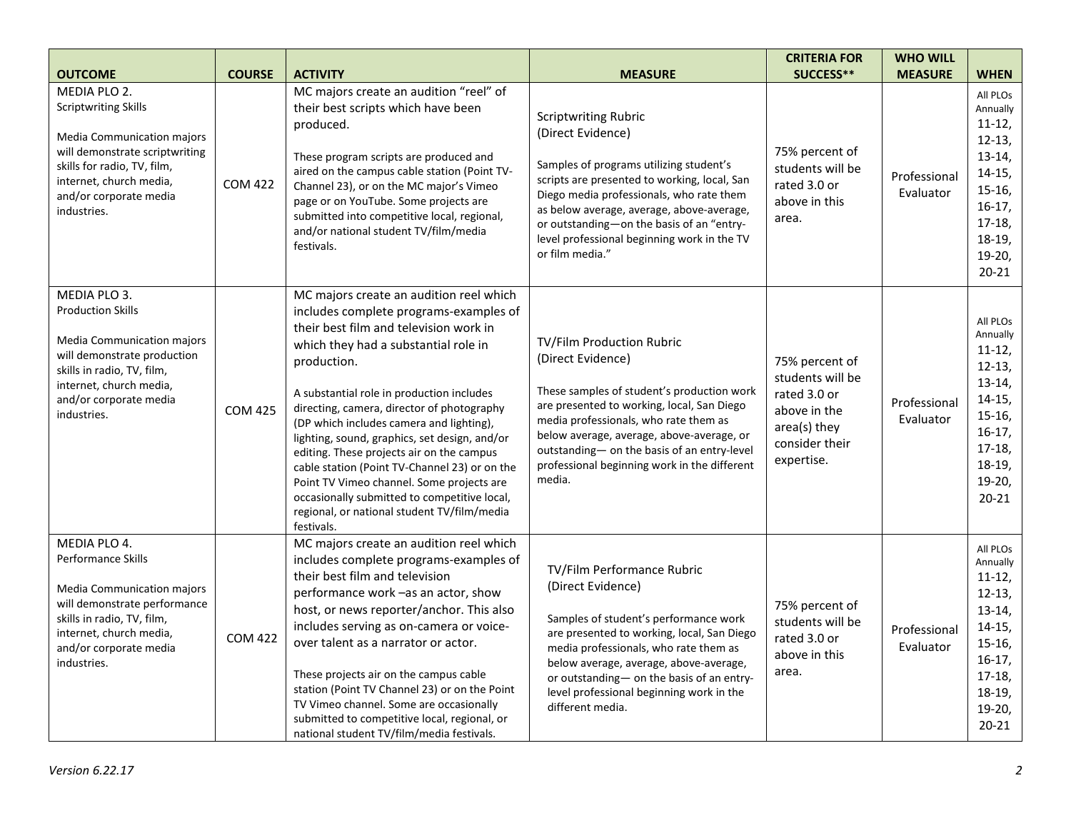| OUTCOME | COURSE | ACTIVITY | MEASURE | CRITERIA FOR SUCCESS** | WHO WILL MEASURE | WHEN |
|---|---|---|---|---|---|---|
| MEDIA PLO 2.<br>Scriptwriting Skills<br><br>Media Communication majors will demonstrate scriptwriting skills for radio, TV, film, internet, church media, and/or corporate media industries. | COM 422 | MC majors create an audition "reel" of their best scripts which have been produced.<br><br>These program scripts are produced and aired on the campus cable station (Point TV-Channel 23), or on the MC major's Vimeo page or on YouTube. Some projects are submitted into competitive local, regional, and/or national student TV/film/media festivals. | Scriptwriting Rubric<br>(Direct Evidence)<br><br>Samples of programs utilizing student's scripts are presented to working, local, San Diego media professionals, who rate them as below average, average, above-average, or outstanding—on the basis of an "entry-level professional beginning work in the TV or film media." | 75% percent of students will be rated 3.0 or above in this area. | Professional Evaluator | All PLOs Annually<br>11-12, 12-13, 13-14, 14-15, 15-16, 16-17, 17-18, 18-19, 19-20, 20-21 |
| MEDIA PLO 3.<br>Production Skills<br><br>Media Communication majors will demonstrate production skills in radio, TV, film, internet, church media, and/or corporate media industries. | COM 425 | MC majors create an audition reel which includes complete programs-examples of their best film and television work in which they had a substantial role in production.<br><br>A substantial role in production includes directing, camera, director of photography (DP which includes camera and lighting), lighting, sound, graphics, set design, and/or editing. These projects air on the campus cable station (Point TV-Channel 23) or on the Point TV Vimeo channel. Some projects are occasionally submitted to competitive local, regional, or national student TV/film/media festivals. | TV/Film Production Rubric<br>(Direct Evidence)<br><br>These samples of student's production work are presented to working, local, San Diego media professionals, who rate them as below average, average, above-average, or outstanding— on the basis of an entry-level professional beginning work in the different media. | 75% percent of students will be rated 3.0 or above in the area(s) they consider their expertise. | Professional Evaluator | All PLOs Annually<br>11-12, 12-13, 13-14, 14-15, 15-16, 16-17, 17-18, 18-19, 19-20, 20-21 |
| MEDIA PLO 4.<br>Performance Skills<br><br>Media Communication majors will demonstrate performance skills in radio, TV, film, internet, church media, and/or corporate media industries. | COM 422 | MC majors create an audition reel which includes complete programs-examples of their best film and television performance work –as an actor, show host, or news reporter/anchor. This also includes serving as on-camera or voice-over talent as a narrator or actor.<br><br>These projects air on the campus cable station (Point TV Channel 23) or on the Point TV Vimeo channel. Some are occasionally submitted to competitive local, regional, or national student TV/film/media festivals. | TV/Film Performance Rubric<br>(Direct Evidence)<br><br>Samples of student's performance work are presented to working, local, San Diego media professionals, who rate them as below average, average, above-average, or outstanding— on the basis of an entry-level professional beginning work in the different media. | 75% percent of students will be rated 3.0 or above in this area. | Professional Evaluator | All PLOs Annually<br>11-12, 12-13, 13-14, 14-15, 15-16, 16-17, 17-18, 18-19, 19-20, 20-21 |

*Version 6.22.17*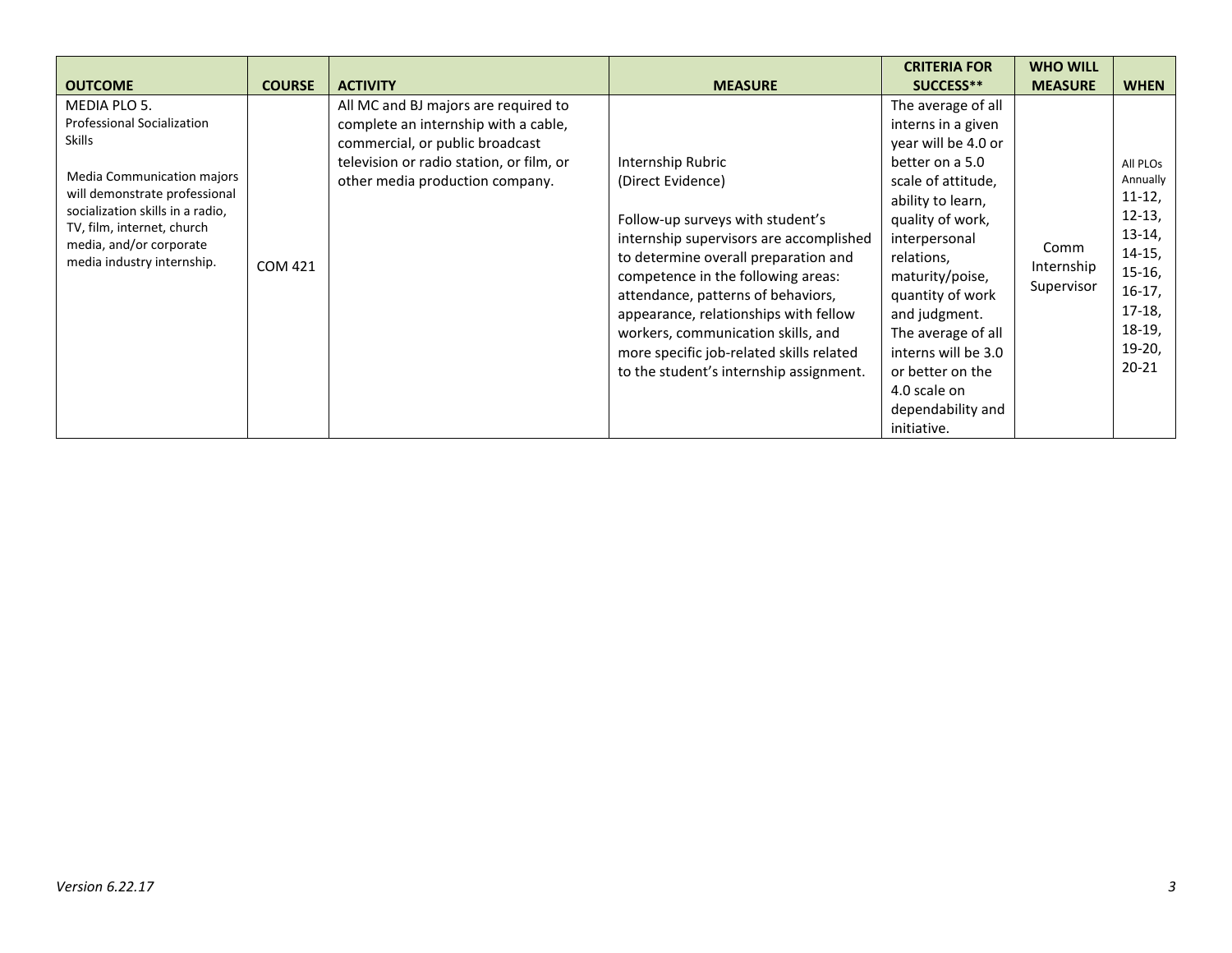| OUTCOME | COURSE | ACTIVITY | MEASURE | CRITERIA FOR SUCCESS** | WHO WILL MEASURE | WHEN |
|---|---|---|---|---|---|---|
| MEDIA PLO 5. Professional Socialization Skills<br><br>Media Communication majors will demonstrate professional socialization skills in a radio, TV, film, internet, church media, and/or corporate media industry internship. | COM 421 | All MC and BJ majors are required to complete an internship with a cable, commercial, or public broadcast television or radio station, or film, or other media production company. | Internship Rubric (Direct Evidence)<br><br>Follow-up surveys with student's internship supervisors are accomplished to determine overall preparation and competence in the following areas: attendance, patterns of behaviors, appearance, relationships with fellow workers, communication skills, and more specific job-related skills related to the student's internship assignment. | The average of all interns in a given year will be 4.0 or better on a 5.0 scale of attitude, ability to learn, quality of work, interpersonal relations, maturity/poise, quantity of work and judgment. The average of all interns will be 3.0 or better on the 4.0 scale on dependability and initiative. | Comm Internship Supervisor | All PLOs Annually 11-12, 12-13, 13-14, 14-15, 15-16, 16-17, 17-18, 18-19, 19-20, 20-21 |

*Version 6.22.17*